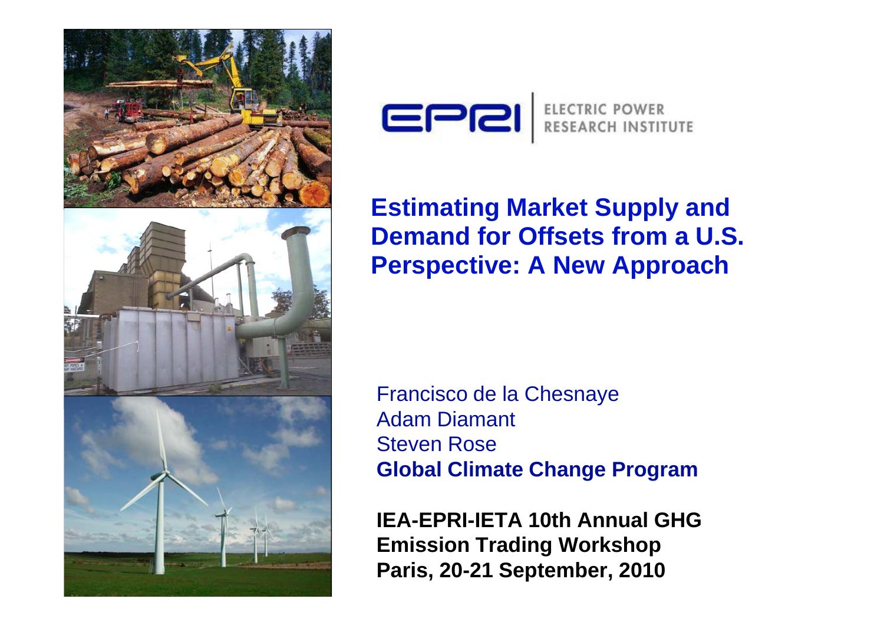ELECTRIC POWER RESEARCH INSTITUTE

# Estimating Market Supply and Demand for Offsets from a U.S. Perspective: A New Approach

Francisco de la Chesnaye
Adam Diamant
Steven Rose
**Global Climate Change Program**

**IEA-EPRI-IETA 10th Annual GHG Emission Trading Workshop**
**Paris, 20-21 September, 2010**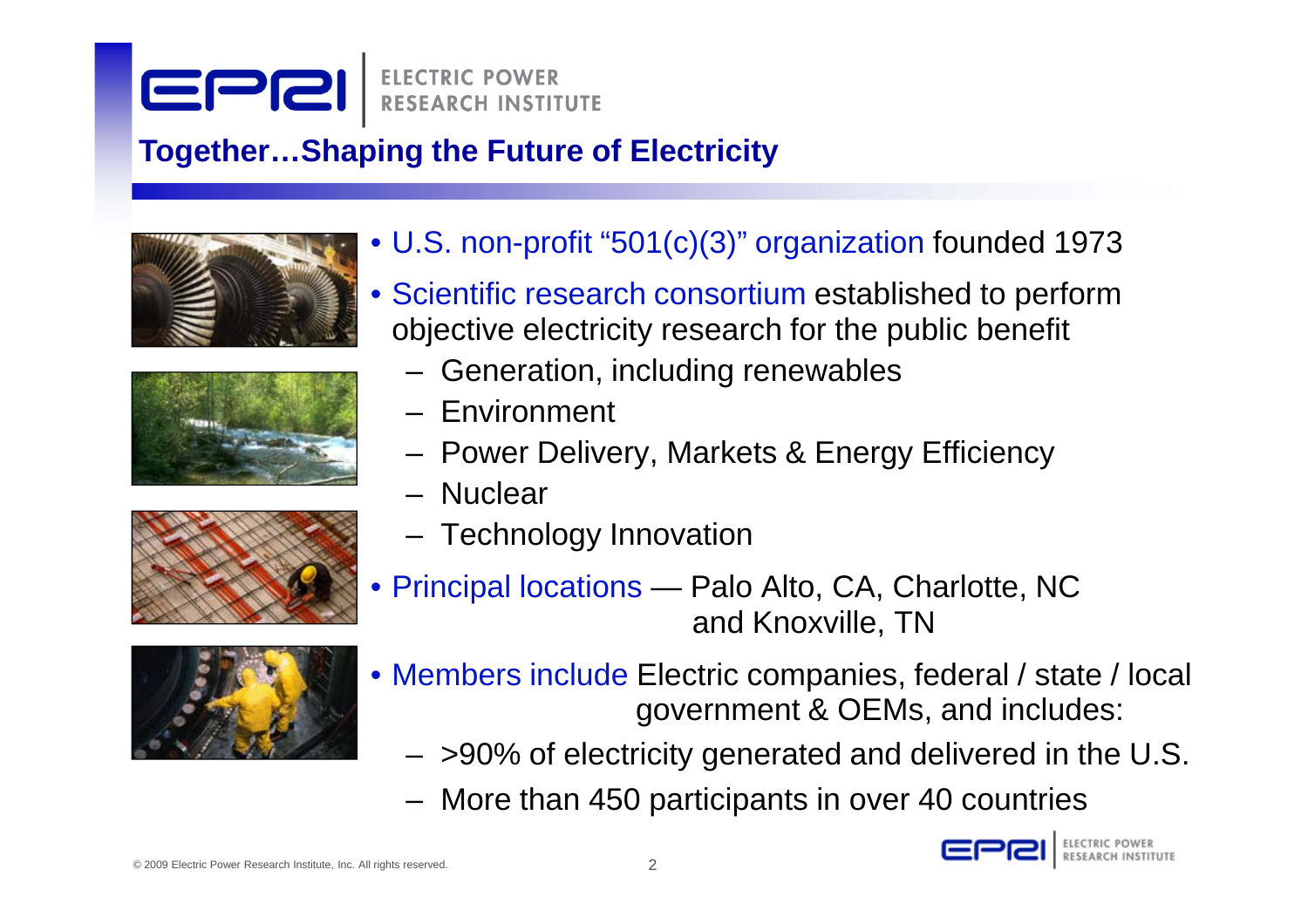## Together…Shaping the Future of Electricity

- U.S. non-profit "501(c)(3)" organization founded 1973
- Scientific research consortium established to perform objective electricity research for the public benefit
  - Generation, including renewables
  - Environment
  - Power Delivery, Markets & Energy Efficiency
  - Nuclear
  - Technology Innovation
- Principal locations — Palo Alto, CA, Charlotte, NC and Knoxville, TN
- Members include Electric companies, federal / state / local government & OEMs, and includes:
  - >90% of electricity generated and delivered in the U.S.
  - More than 450 participants in over 40 countries

© 2009 Electric Power Research Institute, Inc. All rights reserved.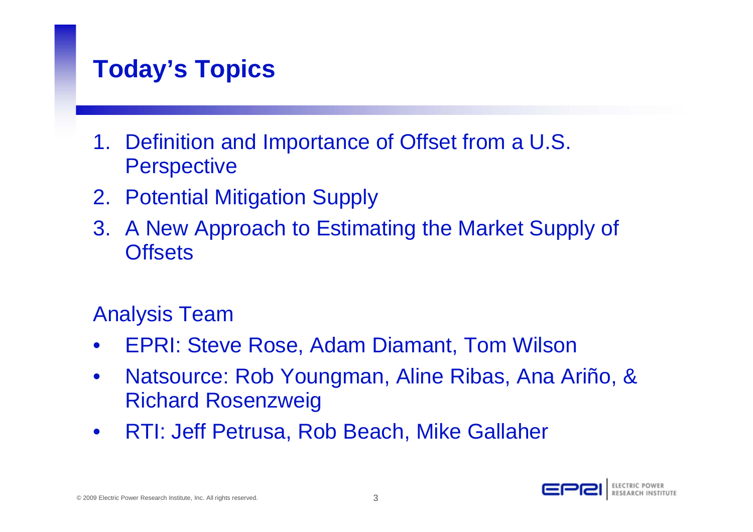# Today's Topics

1. Definition and Importance of Offset from a U.S. Perspective
2. Potential Mitigation Supply
3. A New Approach to Estimating the Market Supply of Offsets

Analysis Team

- EPRI: Steve Rose, Adam Diamant, Tom Wilson
- Natsource: Rob Youngman, Aline Ribas, Ana Ariño, & Richard Rosenzweig
- RTI: Jeff Petrusa, Rob Beach, Mike Gallaher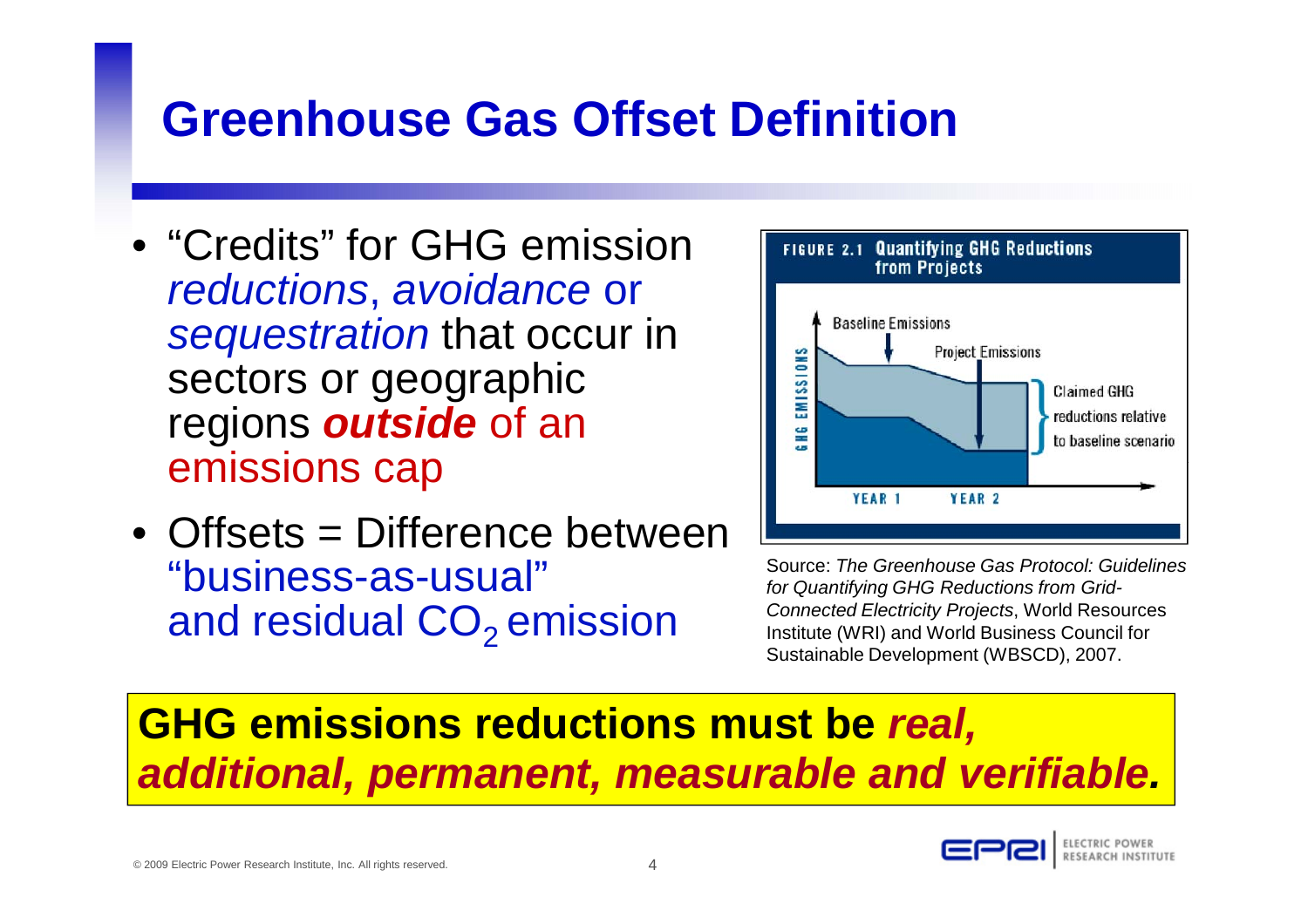# Greenhouse Gas Offset Definition

- "Credits" for GHG emission *reductions*, *avoidance* or *sequestration* that occur in sectors or geographic regions ***outside*** of an emissions cap
- Offsets = Difference between "business-as-usual" and residual $CO_2$ emission

**FIGURE 2.1 Quantifying GHG Reductions from Projects**

Baseline Emissions

Project Emissions

Claimed GHG reductions relative to baseline scenario

GHG EMISSIONS

YEAR 1 YEAR 2

Source: *The Greenhouse Gas Protocol: Guidelines for Quantifying GHG Reductions from Grid-Connected Electricity Projects*, World Resources Institute (WRI) and World Business Council for Sustainable Development (WBSCD), 2007.

**GHG emissions reductions must be *real, additional, permanent, measurable and verifiable.***

© 2009 Electric Power Research Institute, Inc. All rights reserved.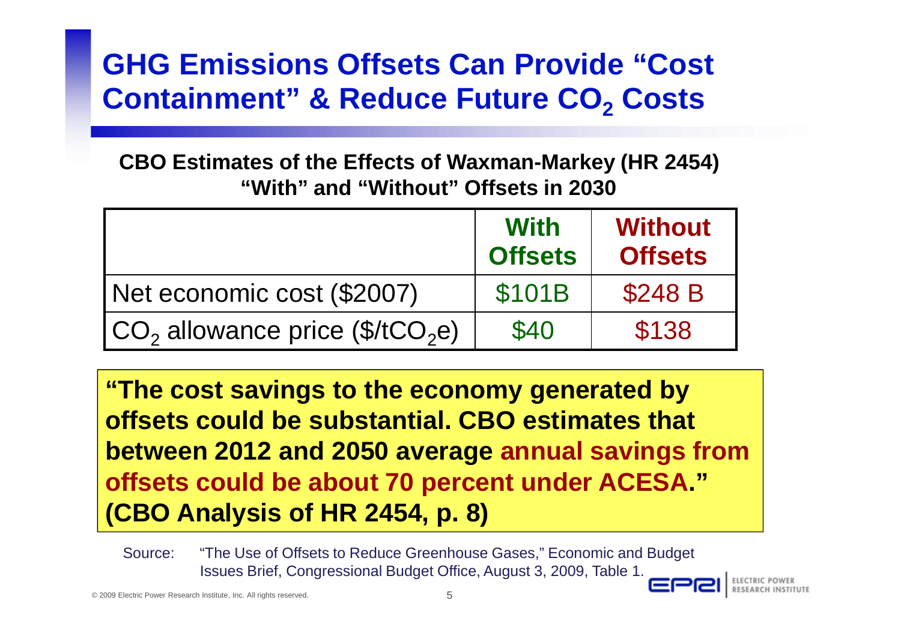# GHG Emissions Offsets Can Provide "Cost Containment" & Reduce Future $CO_2$ Costs

**CBO Estimates of the Effects of Waxman-Markey (HR 2454) "With" and "Without" Offsets in 2030**

| | With Offsets | Without Offsets |
|---|---|---|
| Net economic cost ($2007) | $101B | $248 B |
| $CO_2$ allowance price ($/t$CO_2$e) | $40 | $138 |

**"The cost savings to the economy generated by offsets could be substantial. CBO estimates that between 2012 and 2050 average annual savings from offsets could be about 70 percent under ACESA." (CBO Analysis of HR 2454, p. 8)**

Source: "The Use of Offsets to Reduce Greenhouse Gases," Economic and Budget Issues Brief, Congressional Budget Office, August 3, 2009, Table 1.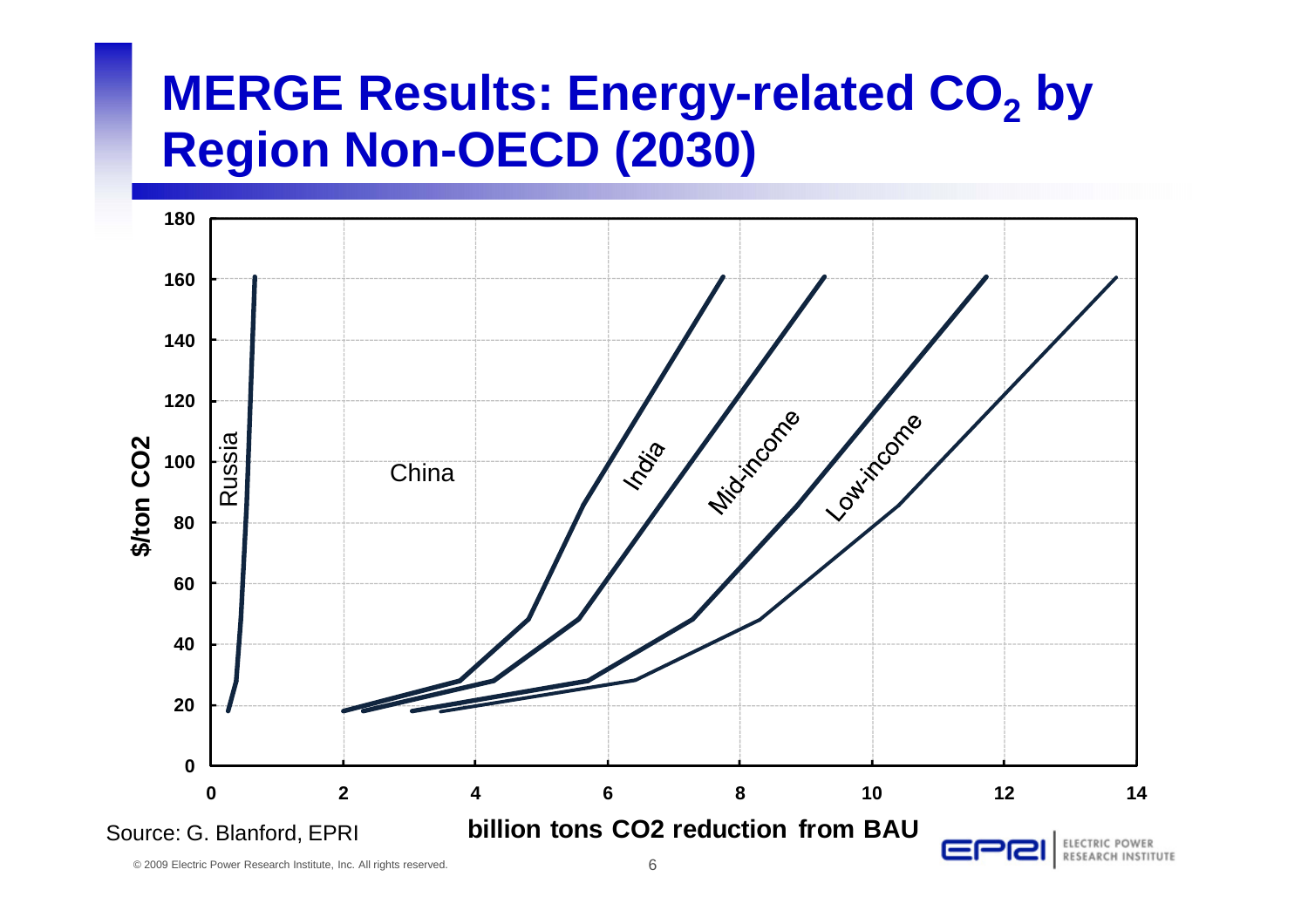# MERGE Results: Energy-related $CO_2$ by Region Non-OECD (2030)

Source: G. Blanford, EPRI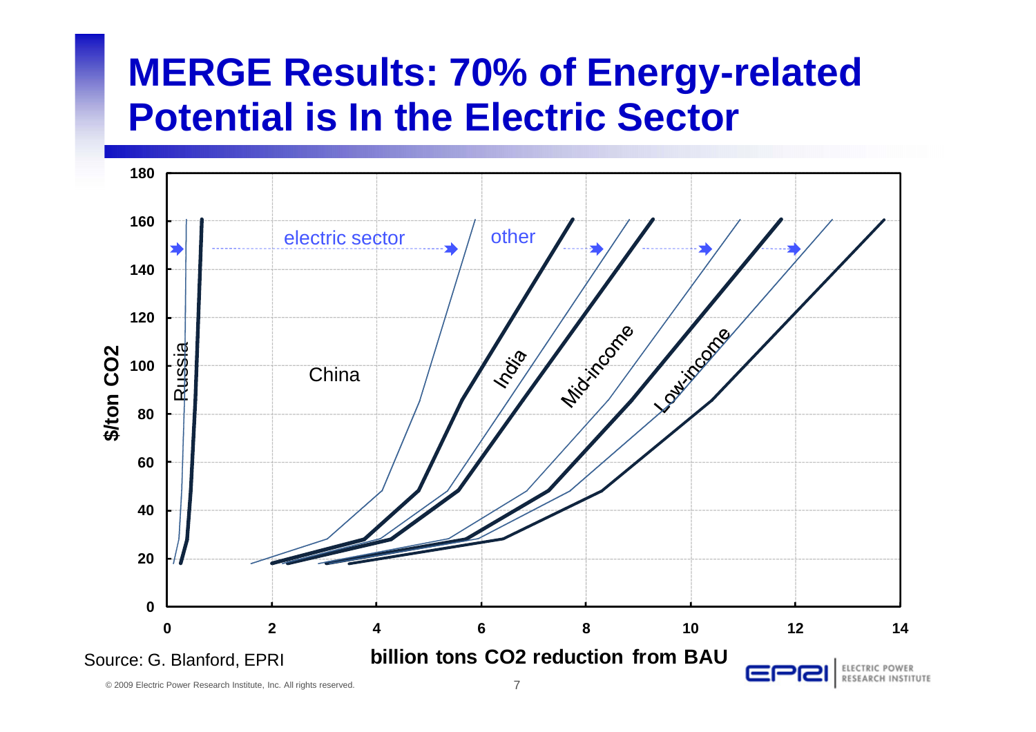# MERGE Results: 70% of Energy-related Potential is In the Electric Sector

$/ton CO2

180
160
140
120
100
80
60
40
20
0

electric sector

other

Russia

China

India

Mid-income

Low-income

0 2 4 6 8 10 12 14

billion tons CO2 reduction from BAU

Source: G. Blanford, EPRI

© 2009 Electric Power Research Institute, Inc. All rights reserved.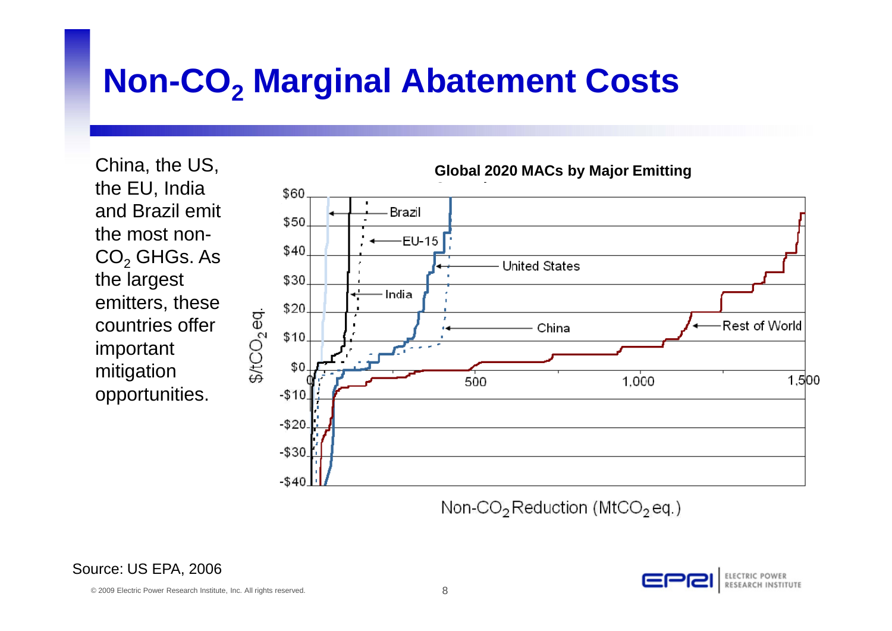# Non-$CO_2$ Marginal Abatement Costs

China, the US, the EU, India and Brazil emit the most non-$CO_2$ GHGs. As the largest emitters, these countries offer important mitigation opportunities.

**Global 2020 MACs by Major Emitting**

$/t$CO_2$ eq.

Non-$CO_2$ Reduction (Mt$CO_2$ eq.)

Source: US EPA, 2006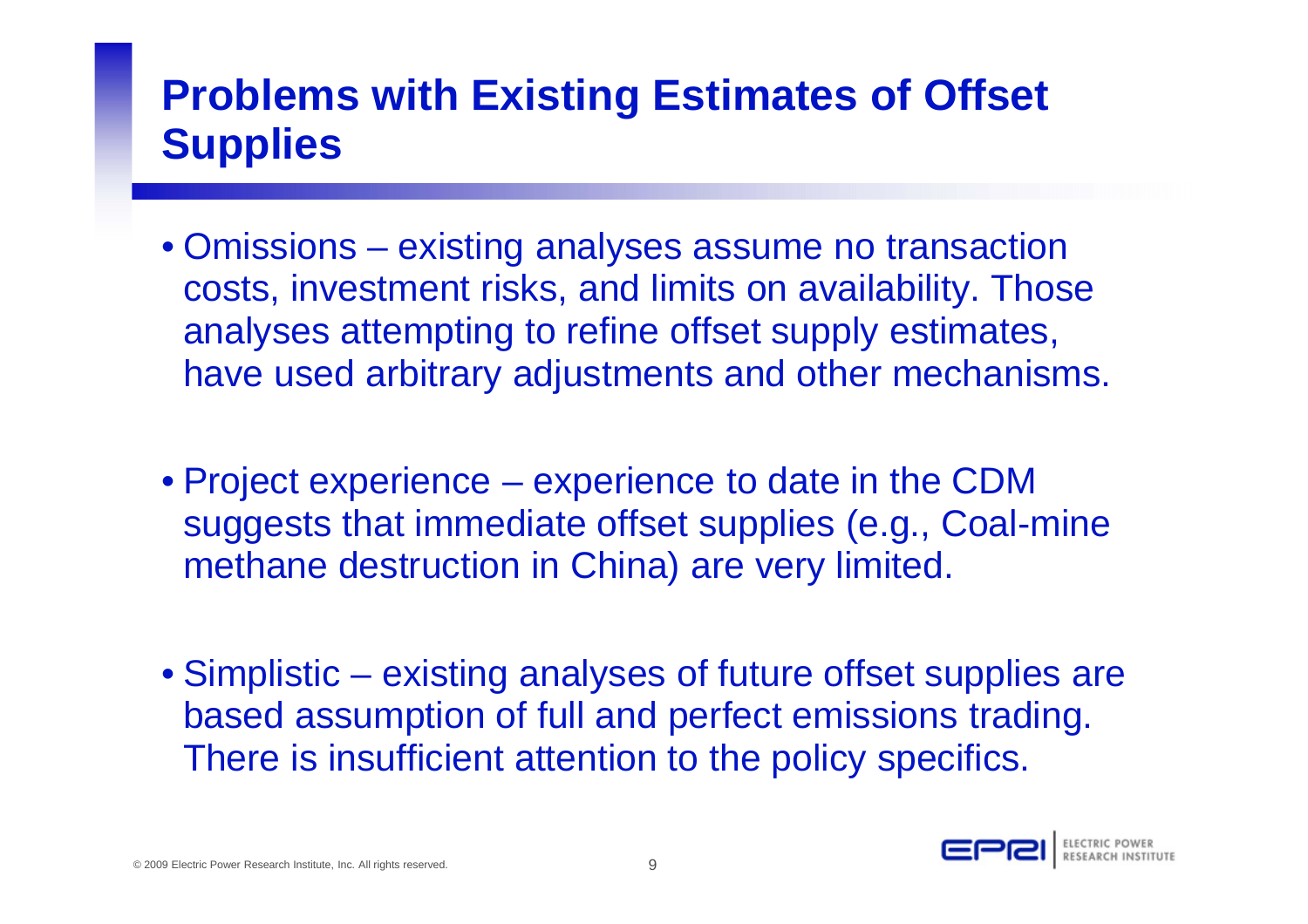# Problems with Existing Estimates of Offset Supplies

- Omissions – existing analyses assume no transaction costs, investment risks, and limits on availability. Those analyses attempting to refine offset supply estimates, have used arbitrary adjustments and other mechanisms.

- Project experience – experience to date in the CDM suggests that immediate offset supplies (e.g., Coal-mine methane destruction in China) are very limited.

- Simplistic – existing analyses of future offset supplies are based assumption of full and perfect emissions trading. There is insufficient attention to the policy specifics.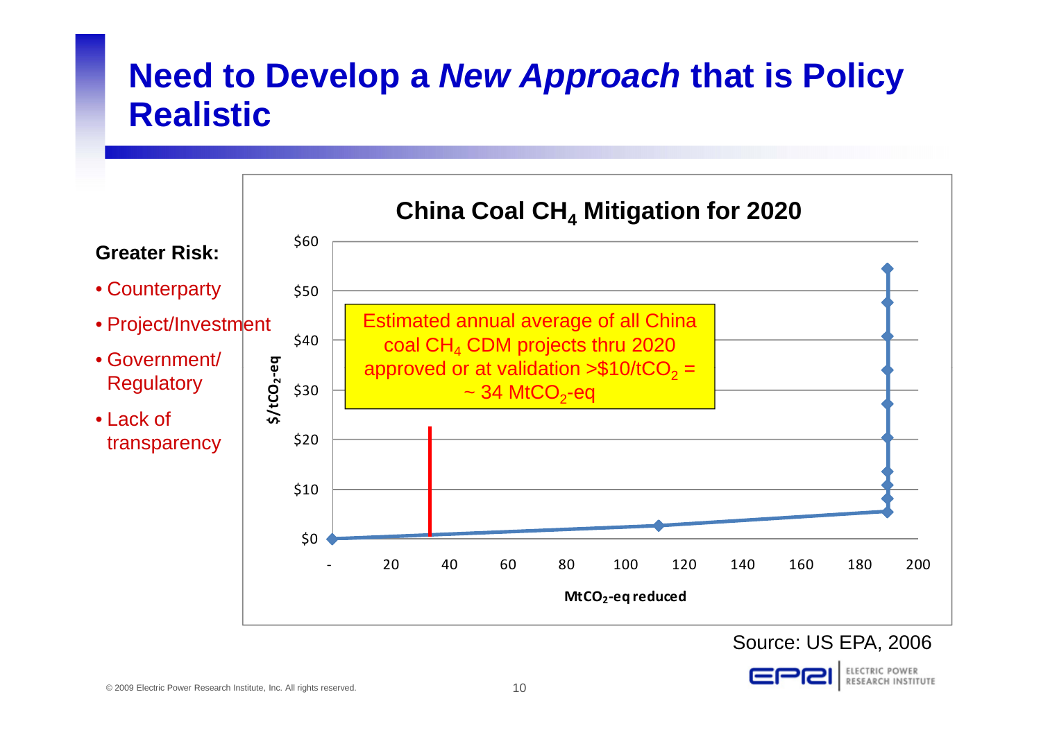# Need to Develop a *New Approach* that is Policy Realistic

**Greater Risk:**

- Counterparty
- Project/Investment
- Government/ Regulatory
- Lack of transparency

**China Coal $CH_4$ Mitigation for 2020**

Estimated annual average of all China coal $CH_4$ CDM projects thru 2020 approved or at validation >$10/t$CO_2$ = ~ 34 Mt$CO_2$-eq

$/t$CO_2$-eq: $0, $10, $20, $30, $40, $50, $60

Mt$CO_2$-eq reduced: -, 20, 40, 60, 80, 100, 120, 140, 160, 180, 200

Source: US EPA, 2006

© 2009 Electric Power Research Institute, Inc. All rights reserved.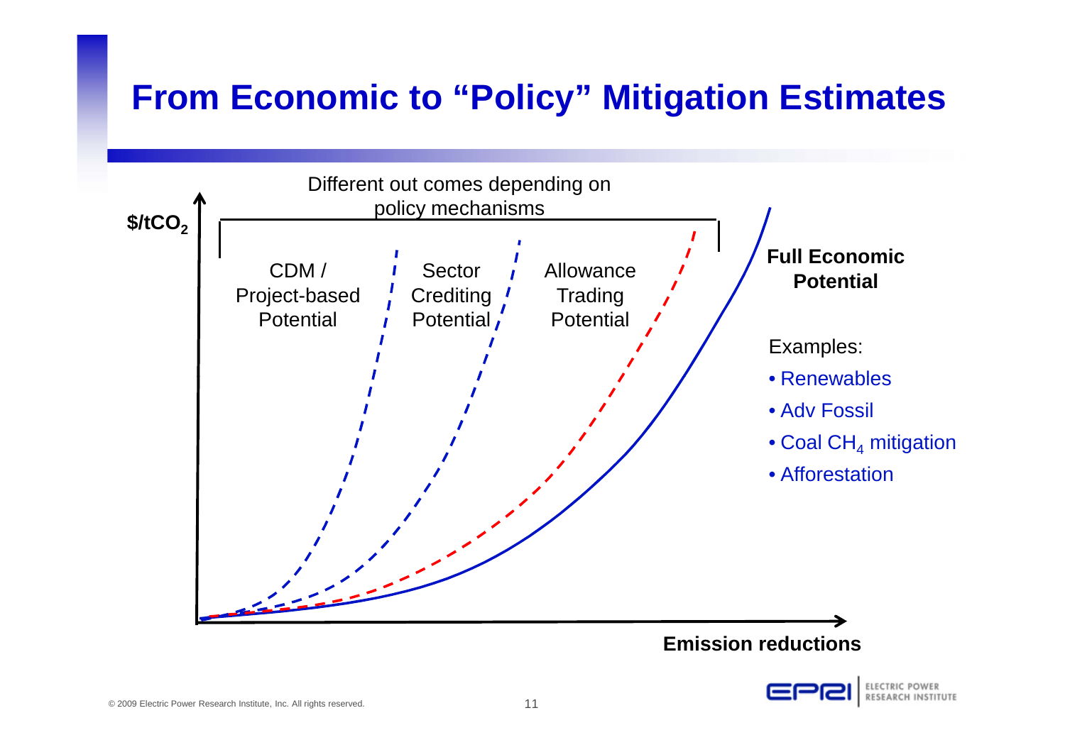# From Economic to "Policy" Mitigation Estimates

$/tCO$_2$

Different out comes depending on policy mechanisms

CDM / Project-based Potential

Sector Crediting Potential

Allowance Trading Potential

**Full Economic Potential**

Examples:

- Renewables
- Adv Fossil
- Coal $CH_4$ mitigation
- Afforestation

**Emission reductions**

© 2009 Electric Power Research Institute, Inc. All rights reserved.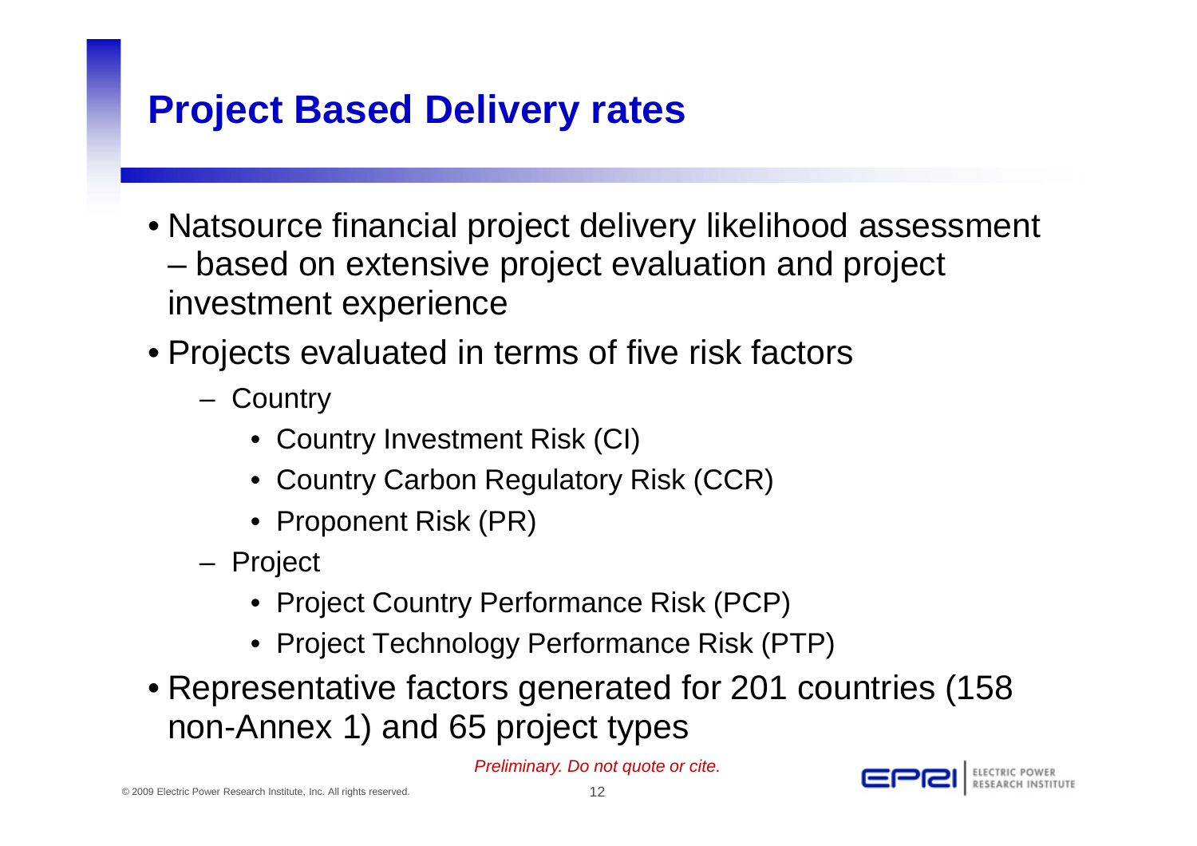# Project Based Delivery rates

- Natsource financial project delivery likelihood assessment – based on extensive project evaluation and project investment experience
- Projects evaluated in terms of five risk factors
  - Country
    - Country Investment Risk (CI)
    - Country Carbon Regulatory Risk (CCR)
    - Proponent Risk (PR)
  - Project
    - Project Country Performance Risk (PCP)
    - Project Technology Performance Risk (PTP)
- Representative factors generated for 201 countries (158 non-Annex 1) and 65 project types

*Preliminary. Do not quote or cite.*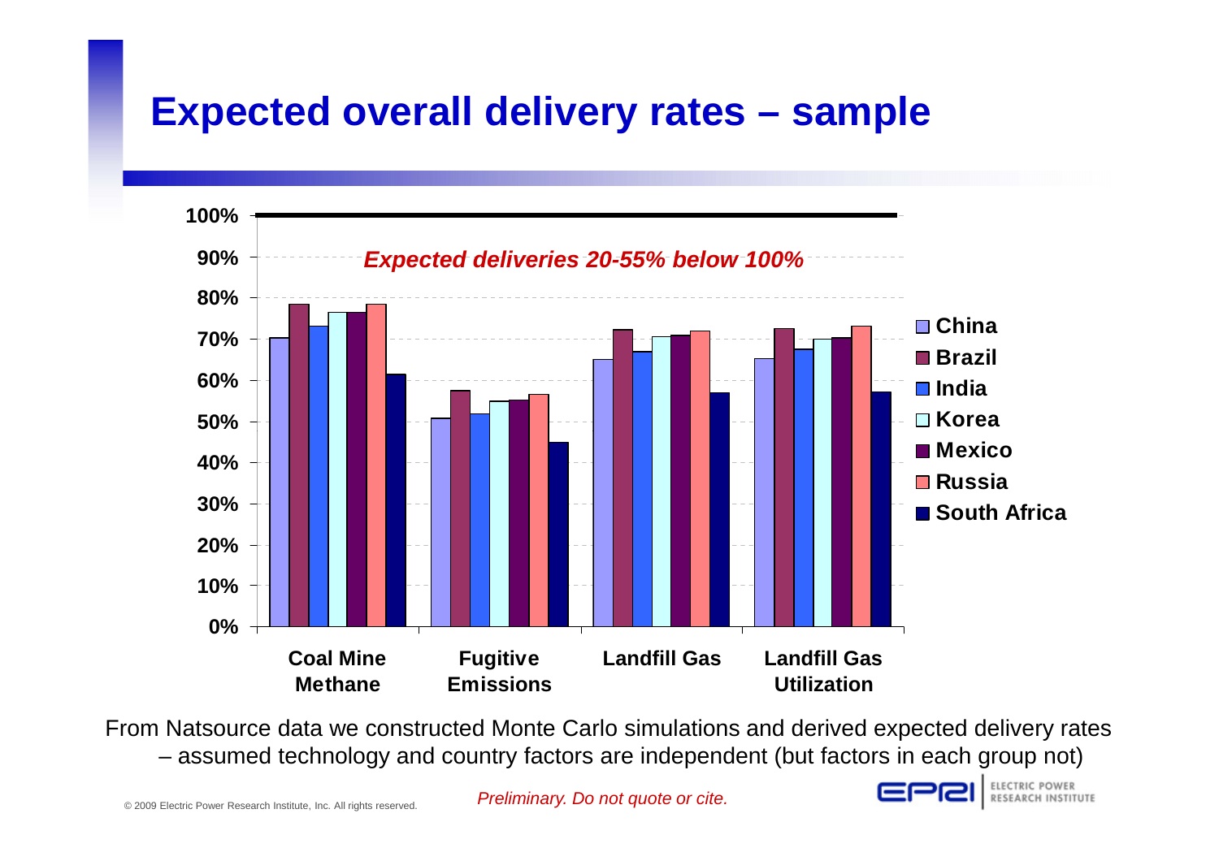# Expected overall delivery rates – sample

*Expected deliveries 20-55% below 100%*

| | China | Brazil | India | Korea | Mexico | Russia | South Africa |
|---|---|---|---|---|---|---|---|
| Coal Mine Methane | | | | | | | |
| Fugitive Emissions | | | | | | | |
| Landfill Gas | | | | | | | |
| Landfill Gas Utilization | | | | | | | |

From Natsource data we constructed Monte Carlo simulations and derived expected delivery rates
– assumed technology and country factors are independent (but factors in each group not)

*Preliminary. Do not quote or cite.*

© 2009 Electric Power Research Institute, Inc. All rights reserved.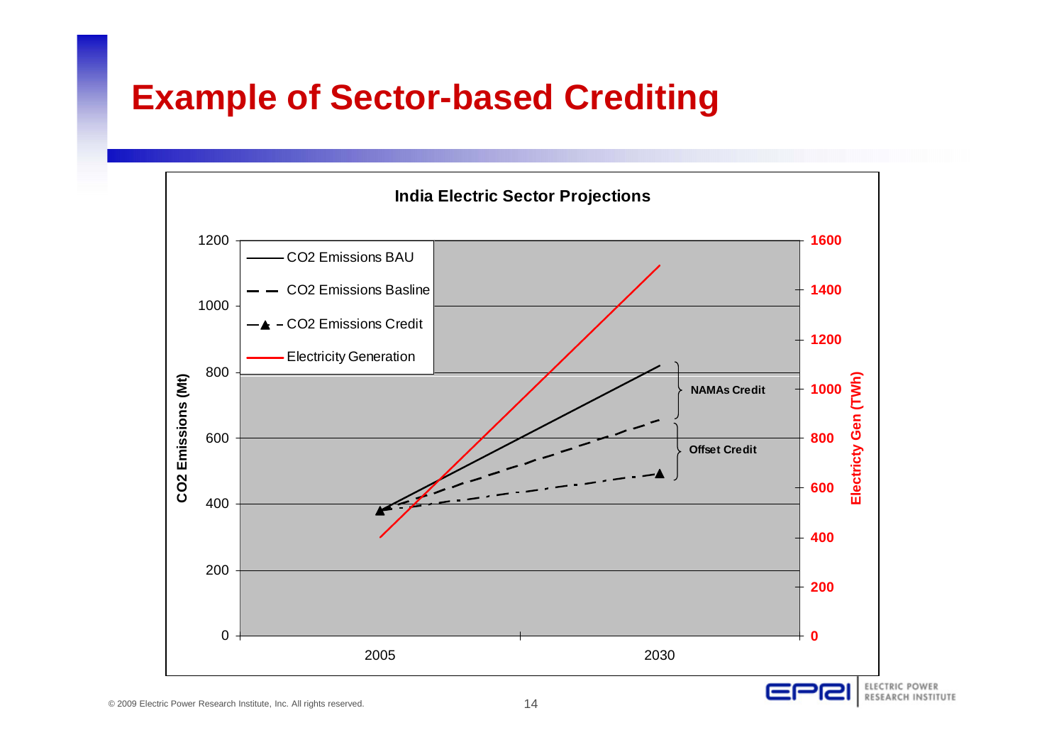# Example of Sector-based Crediting

**India Electric Sector Projections**

- CO2 Emissions BAU
- CO2 Emissions Basline
- CO2 Emissions Credit
- Electricity Generation

**CO2 Emissions (Mt)**: 0, 200, 400, 600, 800, 1000, 1200

**Electricity Gen (TWh)**: 0, 200, 400, 600, 800, 1000, 1200, 1400, 1600

2005, 2030

**NAMAs Credit**

**Offset Credit**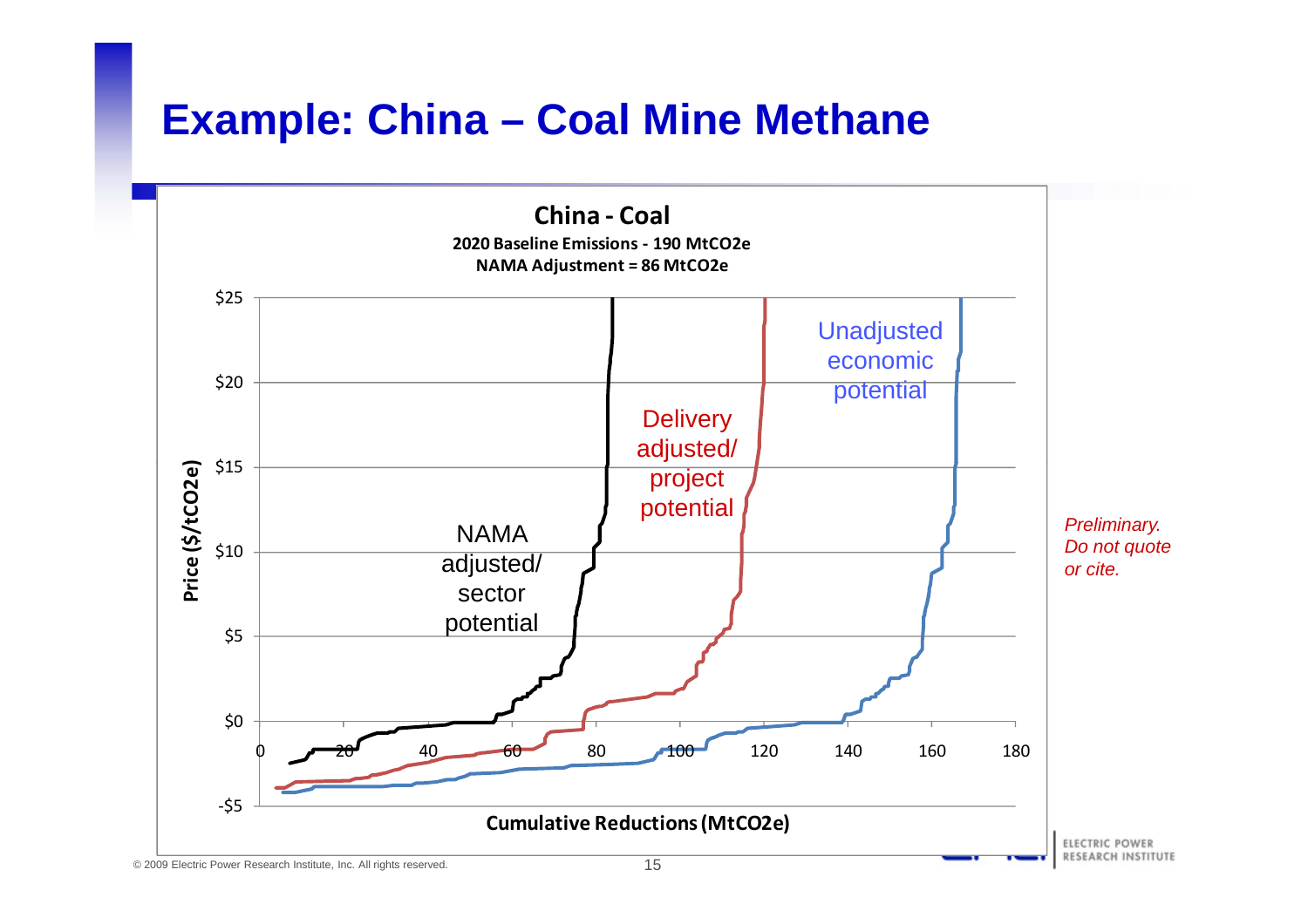# Example: China – Coal Mine Methane

**China - Coal**

**2020 Baseline Emissions - 190 MtCO2e**

**NAMA Adjustment = 86 MtCO2e**

Price ($/tCO2e)

Cumulative Reductions (MtCO2e)

NAMA adjusted/ sector potential

Delivery adjusted/ project potential

Unadjusted economic potential

*Preliminary. Do not quote or cite.*

© 2009 Electric Power Research Institute, Inc. All rights reserved.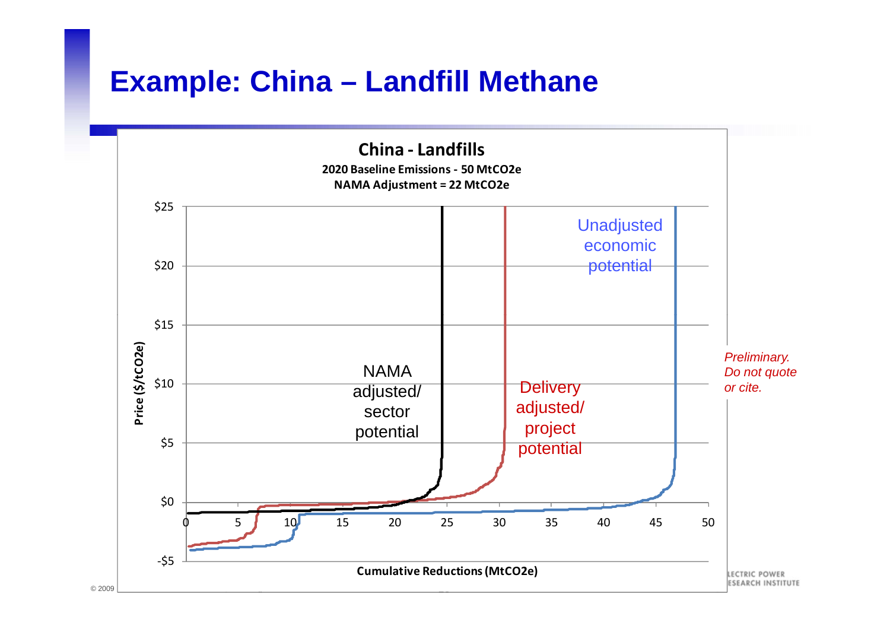# Example: China – Landfill Methane

**China - Landfills**

**2020 Baseline Emissions - 50 MtCO2e**

**NAMA Adjustment = 22 MtCO2e**

Price ($/tCO2e): $25, $20, $15, $10, $5, $0, -$5

Cumulative Reductions (MtCO2e): 0, 5, 10, 15, 20, 25, 30, 35, 40, 45, 50

NAMA adjusted/ sector potential

Delivery adjusted/ project potential

Unadjusted economic potential

*Preliminary. Do not quote or cite.*

© 2009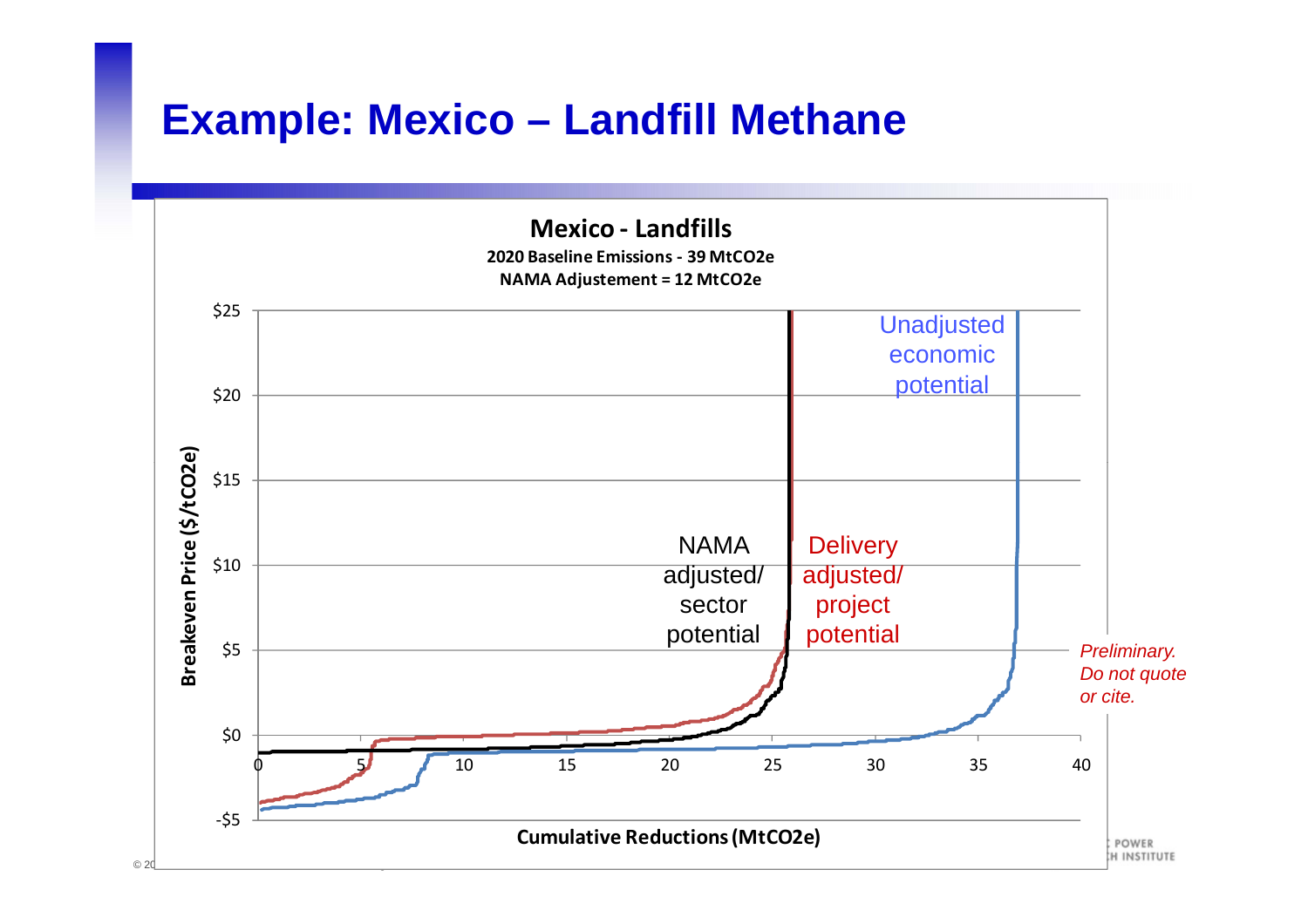# Example: Mexico – Landfill Methane

**Mexico - Landfills**

**2020 Baseline Emissions - 39 MtCO2e**

**NAMA Adjustement = 12 MtCO2e**

Breakeven Price ($/tCO2e)

$25
$20
$15
$10
$5
$0
-$5

0 5 10 15 20 25 30 35 40

**Cumulative Reductions (MtCO2e)**

NAMA adjusted/ sector potential

Delivery adjusted/ project potential

Unadjusted economic potential

*Preliminary. Do not quote or cite.*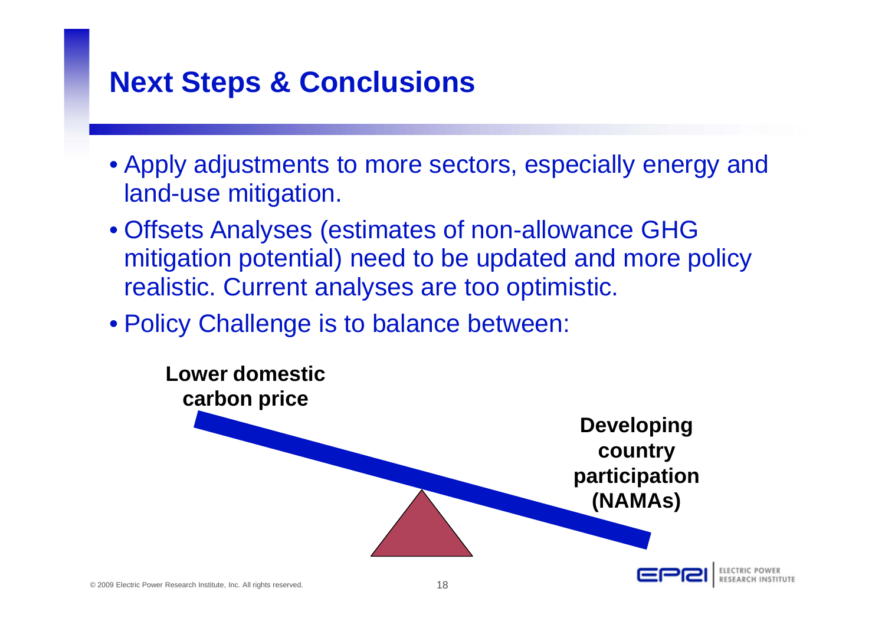# Next Steps & Conclusions

- Apply adjustments to more sectors, especially energy and land-use mitigation.
- Offsets Analyses (estimates of non-allowance GHG mitigation potential) need to be updated and more policy realistic. Current analyses are too optimistic.
- Policy Challenge is to balance between:

**Lower domestic carbon price**

**Developing country participation (NAMAs)**